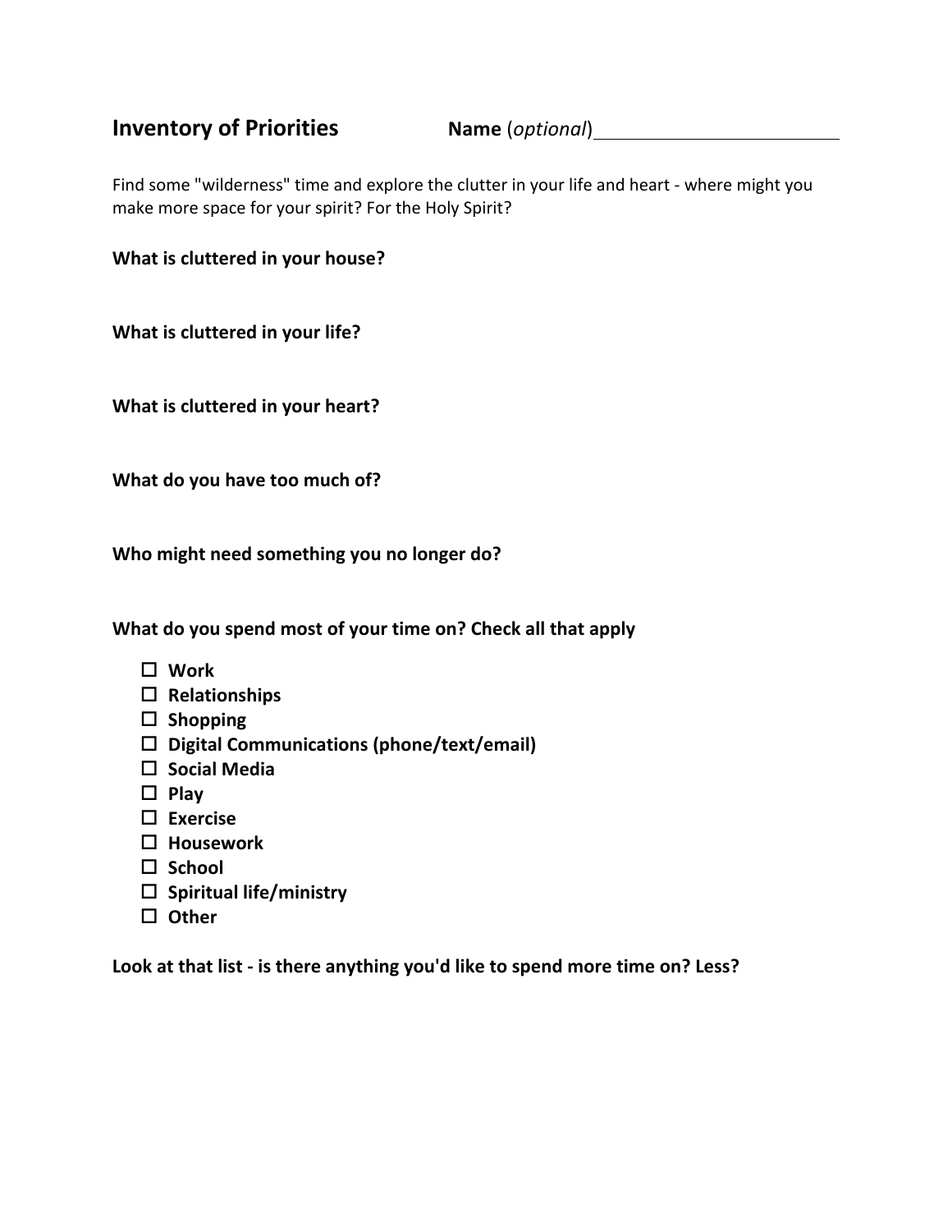# Inventory of Priorities

**Name** (*optional*) ________________________

Find some "wilderness" time and explore the clutter in your life and heart - where might you make more space for your spirit? For the Holy Spirit?

**What is cluttered in your house?**

**What is cluttered in your life?**

**What is cluttered in your heart?**

**What do you have too much of?**

**Who might need something you no longer do?**

**What do you spend most of your time on? Check all that apply**

- ☐ **Work**
- ☐ **Relationships**
- ☐ **Shopping**
- ☐ **Digital Communications (phone/text/email)**
- ☐ **Social Media**
- ☐ **Play**
- ☐ **Exercise**
- ☐ **Housework**
- ☐ **School**
- ☐ **Spiritual life/ministry**
- ☐ **Other**

**Look at that list - is there anything you'd like to spend more time on? Less?**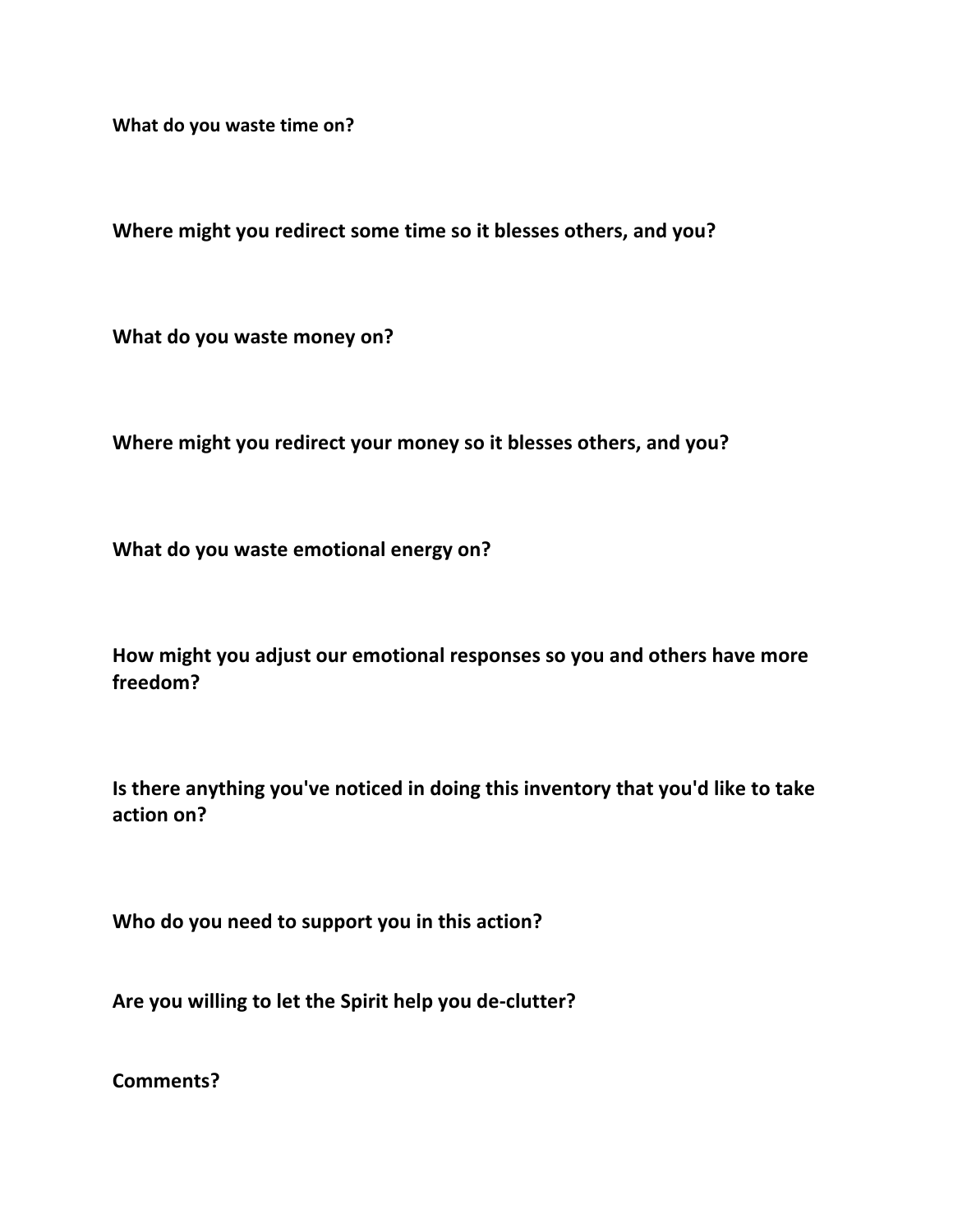**What do you waste time on?**

**Where might you redirect some time so it blesses others, and you?**

**What do you waste money on?**

**Where might you redirect your money so it blesses others, and you?**

**What do you waste emotional energy on?**

**How might you adjust our emotional responses so you and others have more freedom?**

**Is there anything you've noticed in doing this inventory that you'd like to take action on?**

**Who do you need to support you in this action?**

**Are you willing to let the Spirit help you de-clutter?**

**Comments?**